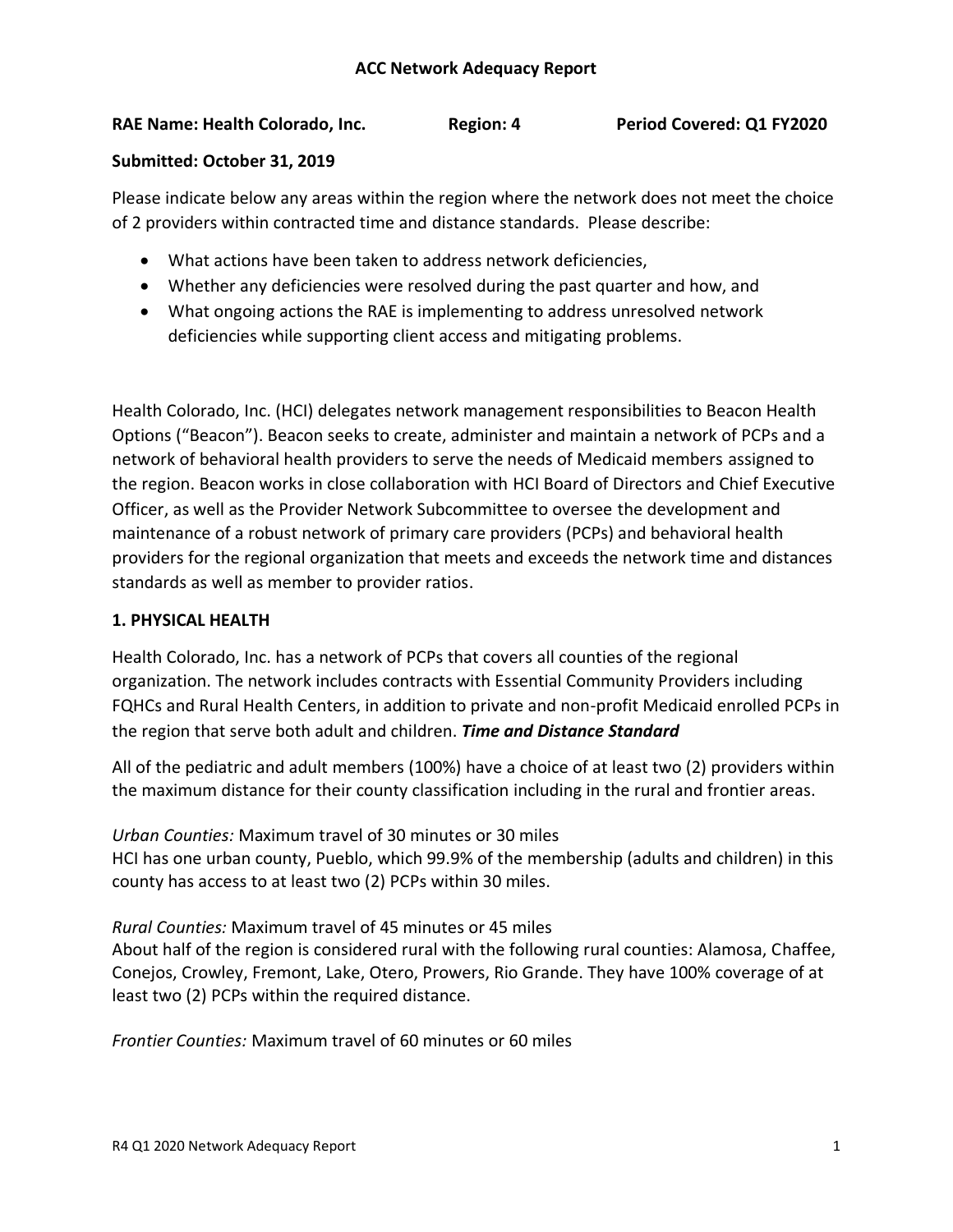# ACC Network Adequacy Report

**RAE Name: Health Colorado, Inc.** **Region: 4** **Period Covered: Q1 FY2020**

**Submitted: October 31, 2019**

Please indicate below any areas within the region where the network does not meet the choice of 2 providers within contracted time and distance standards. Please describe:

- What actions have been taken to address network deficiencies,
- Whether any deficiencies were resolved during the past quarter and how, and
- What ongoing actions the RAE is implementing to address unresolved network deficiencies while supporting client access and mitigating problems.

Health Colorado, Inc. (HCI) delegates network management responsibilities to Beacon Health Options ("Beacon"). Beacon seeks to create, administer and maintain a network of PCPs and a network of behavioral health providers to serve the needs of Medicaid members assigned to the region. Beacon works in close collaboration with HCI Board of Directors and Chief Executive Officer, as well as the Provider Network Subcommittee to oversee the development and maintenance of a robust network of primary care providers (PCPs) and behavioral health providers for the regional organization that meets and exceeds the network time and distances standards as well as member to provider ratios.

## 1. PHYSICAL HEALTH

Health Colorado, Inc. has a network of PCPs that covers all counties of the regional organization. The network includes contracts with Essential Community Providers including FQHCs and Rural Health Centers, in addition to private and non-profit Medicaid enrolled PCPs in the region that serve both adult and children. ***Time and Distance Standard***

All of the pediatric and adult members (100%) have a choice of at least two (2) providers within the maximum distance for their county classification including in the rural and frontier areas.

*Urban Counties:* Maximum travel of 30 minutes or 30 miles
HCI has one urban county, Pueblo, which 99.9% of the membership (adults and children) in this county has access to at least two (2) PCPs within 30 miles.

*Rural Counties:* Maximum travel of 45 minutes or 45 miles
About half of the region is considered rural with the following rural counties: Alamosa, Chaffee, Conejos, Crowley, Fremont, Lake, Otero, Prowers, Rio Grande. They have 100% coverage of at least two (2) PCPs within the required distance.

*Frontier Counties:* Maximum travel of 60 minutes or 60 miles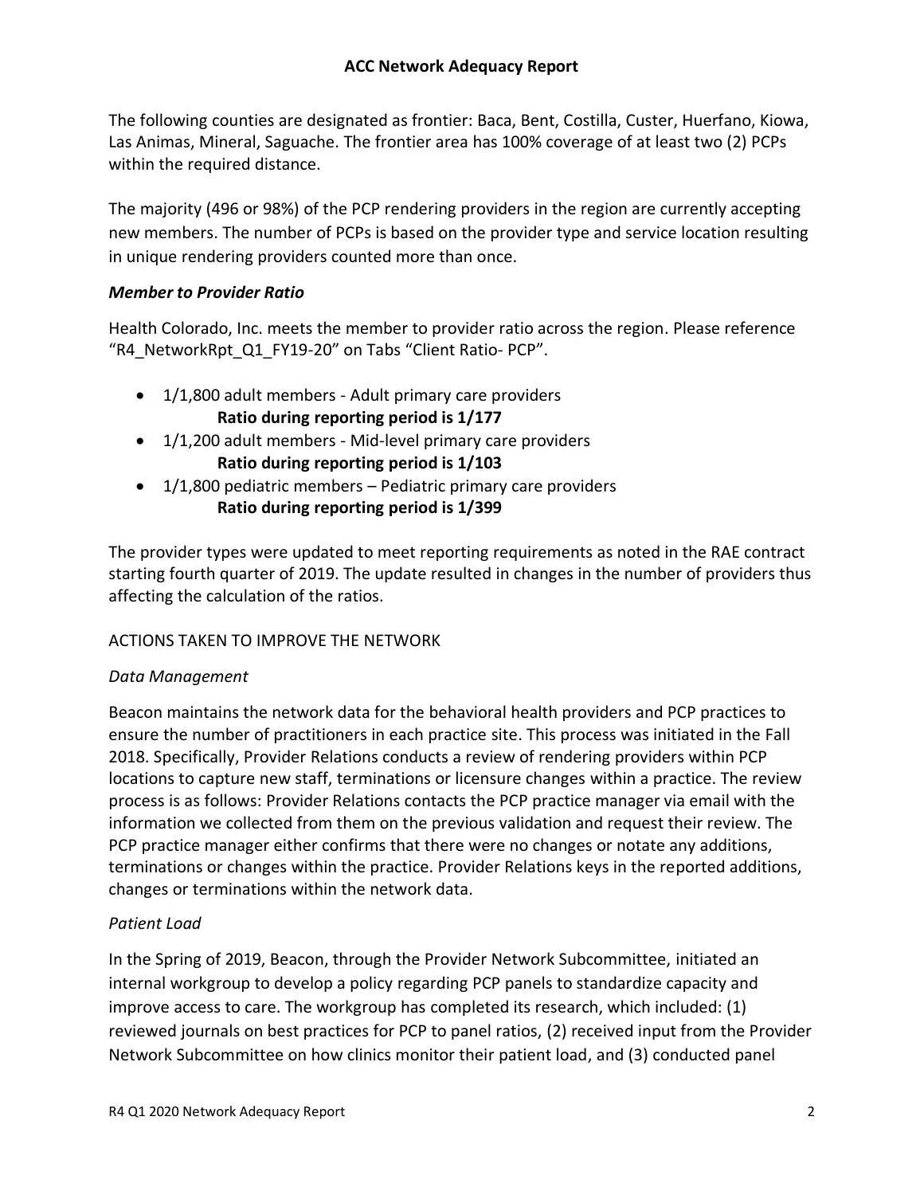The following counties are designated as frontier: Baca, Bent, Costilla, Custer, Huerfano, Kiowa, Las Animas, Mineral, Saguache. The frontier area has 100% coverage of at least two (2) PCPs within the required distance.

The majority (496 or 98%) of the PCP rendering providers in the region are currently accepting new members. The number of PCPs is based on the provider type and service location resulting in unique rendering providers counted more than once.

### *Member to Provider Ratio*

Health Colorado, Inc. meets the member to provider ratio across the region. Please reference "R4_NetworkRpt_Q1_FY19-20" on Tabs "Client Ratio- PCP".

- 1/1,800 adult members - Adult primary care providers
  **Ratio during reporting period is 1/177**
- 1/1,200 adult members - Mid-level primary care providers
  **Ratio during reporting period is 1/103**
- 1/1,800 pediatric members – Pediatric primary care providers
  **Ratio during reporting period is 1/399**

The provider types were updated to meet reporting requirements as noted in the RAE contract starting fourth quarter of 2019. The update resulted in changes in the number of providers thus affecting the calculation of the ratios.

## ACTIONS TAKEN TO IMPROVE THE NETWORK

### *Data Management*

Beacon maintains the network data for the behavioral health providers and PCP practices to ensure the number of practitioners in each practice site. This process was initiated in the Fall 2018. Specifically, Provider Relations conducts a review of rendering providers within PCP locations to capture new staff, terminations or licensure changes within a practice. The review process is as follows: Provider Relations contacts the PCP practice manager via email with the information we collected from them on the previous validation and request their review. The PCP practice manager either confirms that there were no changes or notate any additions, terminations or changes within the practice. Provider Relations keys in the reported additions, changes or terminations within the network data.

### *Patient Load*

In the Spring of 2019, Beacon, through the Provider Network Subcommittee, initiated an internal workgroup to develop a policy regarding PCP panels to standardize capacity and improve access to care. The workgroup has completed its research, which included: (1) reviewed journals on best practices for PCP to panel ratios, (2) received input from the Provider Network Subcommittee on how clinics monitor their patient load, and (3) conducted panel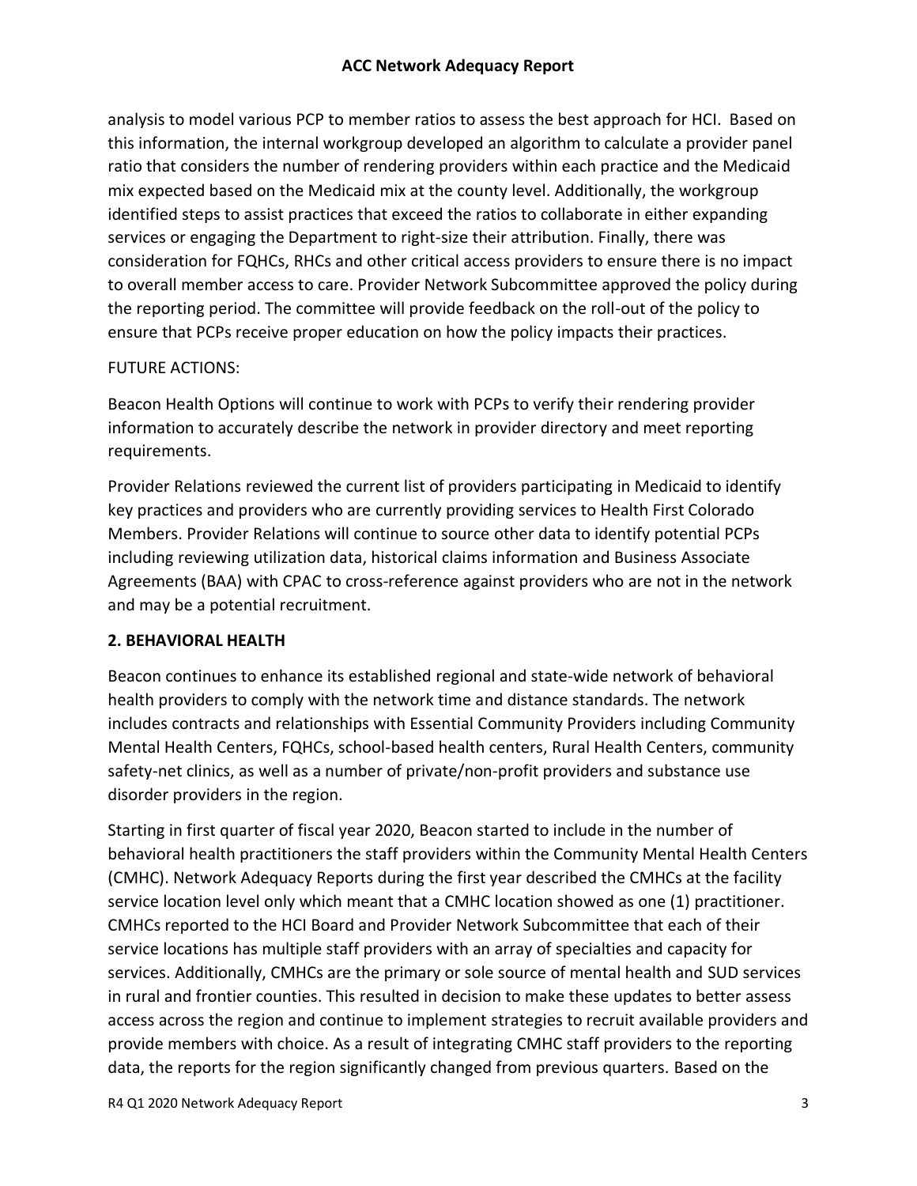analysis to model various PCP to member ratios to assess the best approach for HCI. Based on this information, the internal workgroup developed an algorithm to calculate a provider panel ratio that considers the number of rendering providers within each practice and the Medicaid mix expected based on the Medicaid mix at the county level. Additionally, the workgroup identified steps to assist practices that exceed the ratios to collaborate in either expanding services or engaging the Department to right-size their attribution. Finally, there was consideration for FQHCs, RHCs and other critical access providers to ensure there is no impact to overall member access to care. Provider Network Subcommittee approved the policy during the reporting period. The committee will provide feedback on the roll-out of the policy to ensure that PCPs receive proper education on how the policy impacts their practices.

FUTURE ACTIONS:

Beacon Health Options will continue to work with PCPs to verify their rendering provider information to accurately describe the network in provider directory and meet reporting requirements.

Provider Relations reviewed the current list of providers participating in Medicaid to identify key practices and providers who are currently providing services to Health First Colorado Members. Provider Relations will continue to source other data to identify potential PCPs including reviewing utilization data, historical claims information and Business Associate Agreements (BAA) with CPAC to cross-reference against providers who are not in the network and may be a potential recruitment.

## 2. BEHAVIORAL HEALTH

Beacon continues to enhance its established regional and state-wide network of behavioral health providers to comply with the network time and distance standards. The network includes contracts and relationships with Essential Community Providers including Community Mental Health Centers, FQHCs, school-based health centers, Rural Health Centers, community safety-net clinics, as well as a number of private/non-profit providers and substance use disorder providers in the region.

Starting in first quarter of fiscal year 2020, Beacon started to include in the number of behavioral health practitioners the staff providers within the Community Mental Health Centers (CMHC). Network Adequacy Reports during the first year described the CMHCs at the facility service location level only which meant that a CMHC location showed as one (1) practitioner. CMHCs reported to the HCI Board and Provider Network Subcommittee that each of their service locations has multiple staff providers with an array of specialties and capacity for services. Additionally, CMHCs are the primary or sole source of mental health and SUD services in rural and frontier counties. This resulted in decision to make these updates to better assess access across the region and continue to implement strategies to recruit available providers and provide members with choice. As a result of integrating CMHC staff providers to the reporting data, the reports for the region significantly changed from previous quarters. Based on the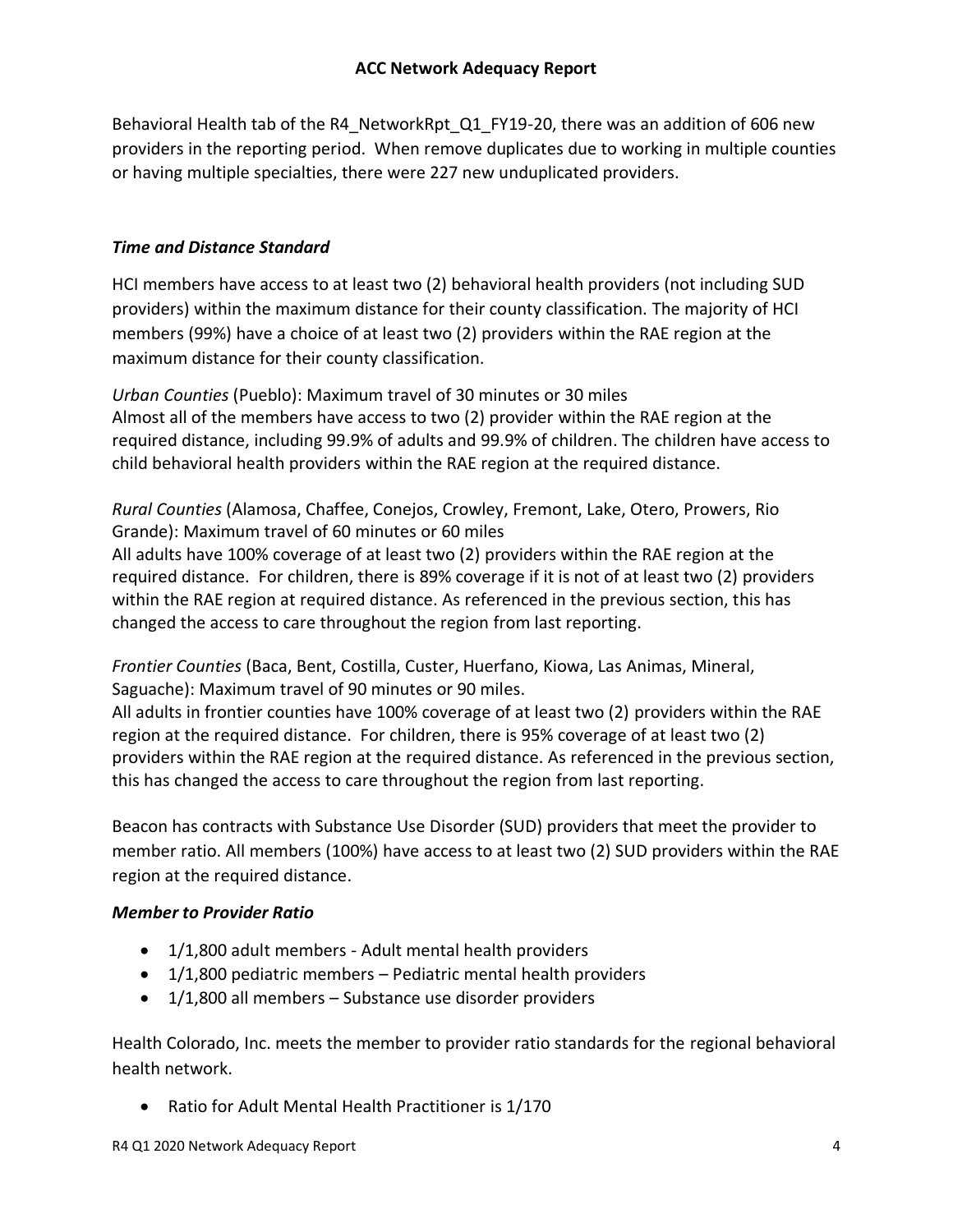Behavioral Health tab of the R4_NetworkRpt_Q1_FY19-20, there was an addition of 606 new providers in the reporting period. When remove duplicates due to working in multiple counties or having multiple specialties, there were 227 new unduplicated providers.

***Time and Distance Standard***

HCI members have access to at least two (2) behavioral health providers (not including SUD providers) within the maximum distance for their county classification. The majority of HCI members (99%) have a choice of at least two (2) providers within the RAE region at the maximum distance for their county classification.

*Urban Counties* (Pueblo): Maximum travel of 30 minutes or 30 miles
Almost all of the members have access to two (2) provider within the RAE region at the required distance, including 99.9% of adults and 99.9% of children. The children have access to child behavioral health providers within the RAE region at the required distance.

*Rural Counties* (Alamosa, Chaffee, Conejos, Crowley, Fremont, Lake, Otero, Prowers, Rio Grande): Maximum travel of 60 minutes or 60 miles
All adults have 100% coverage of at least two (2) providers within the RAE region at the required distance. For children, there is 89% coverage if it is not of at least two (2) providers within the RAE region at required distance. As referenced in the previous section, this has changed the access to care throughout the region from last reporting.

*Frontier Counties* (Baca, Bent, Costilla, Custer, Huerfano, Kiowa, Las Animas, Mineral, Saguache): Maximum travel of 90 minutes or 90 miles.
All adults in frontier counties have 100% coverage of at least two (2) providers within the RAE region at the required distance. For children, there is 95% coverage of at least two (2) providers within the RAE region at the required distance. As referenced in the previous section, this has changed the access to care throughout the region from last reporting.

Beacon has contracts with Substance Use Disorder (SUD) providers that meet the provider to member ratio. All members (100%) have access to at least two (2) SUD providers within the RAE region at the required distance.

***Member to Provider Ratio***

- 1/1,800 adult members - Adult mental health providers
- 1/1,800 pediatric members – Pediatric mental health providers
- 1/1,800 all members – Substance use disorder providers

Health Colorado, Inc. meets the member to provider ratio standards for the regional behavioral health network.

- Ratio for Adult Mental Health Practitioner is 1/170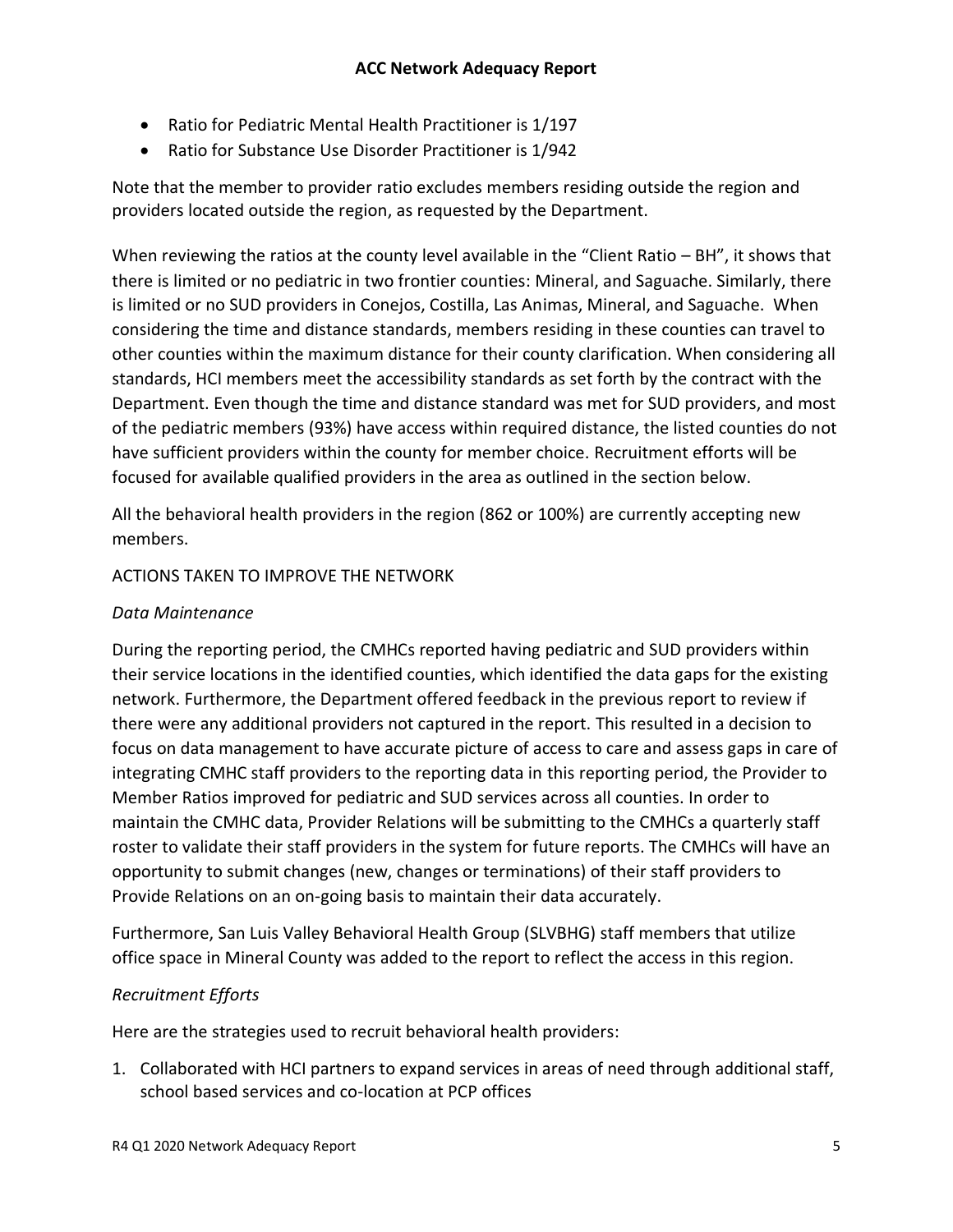- Ratio for Pediatric Mental Health Practitioner is 1/197
- Ratio for Substance Use Disorder Practitioner is 1/942

Note that the member to provider ratio excludes members residing outside the region and providers located outside the region, as requested by the Department.

When reviewing the ratios at the county level available in the "Client Ratio – BH", it shows that there is limited or no pediatric in two frontier counties: Mineral, and Saguache. Similarly, there is limited or no SUD providers in Conejos, Costilla, Las Animas, Mineral, and Saguache. When considering the time and distance standards, members residing in these counties can travel to other counties within the maximum distance for their county clarification. When considering all standards, HCI members meet the accessibility standards as set forth by the contract with the Department. Even though the time and distance standard was met for SUD providers, and most of the pediatric members (93%) have access within required distance, the listed counties do not have sufficient providers within the county for member choice. Recruitment efforts will be focused for available qualified providers in the area as outlined in the section below.

All the behavioral health providers in the region (862 or 100%) are currently accepting new members.

ACTIONS TAKEN TO IMPROVE THE NETWORK

*Data Maintenance*

During the reporting period, the CMHCs reported having pediatric and SUD providers within their service locations in the identified counties, which identified the data gaps for the existing network. Furthermore, the Department offered feedback in the previous report to review if there were any additional providers not captured in the report. This resulted in a decision to focus on data management to have accurate picture of access to care and assess gaps in care of integrating CMHC staff providers to the reporting data in this reporting period, the Provider to Member Ratios improved for pediatric and SUD services across all counties. In order to maintain the CMHC data, Provider Relations will be submitting to the CMHCs a quarterly staff roster to validate their staff providers in the system for future reports. The CMHCs will have an opportunity to submit changes (new, changes or terminations) of their staff providers to Provide Relations on an on-going basis to maintain their data accurately.

Furthermore, San Luis Valley Behavioral Health Group (SLVBHG) staff members that utilize office space in Mineral County was added to the report to reflect the access in this region.

*Recruitment Efforts*

Here are the strategies used to recruit behavioral health providers:

1. Collaborated with HCI partners to expand services in areas of need through additional staff, school based services and co-location at PCP offices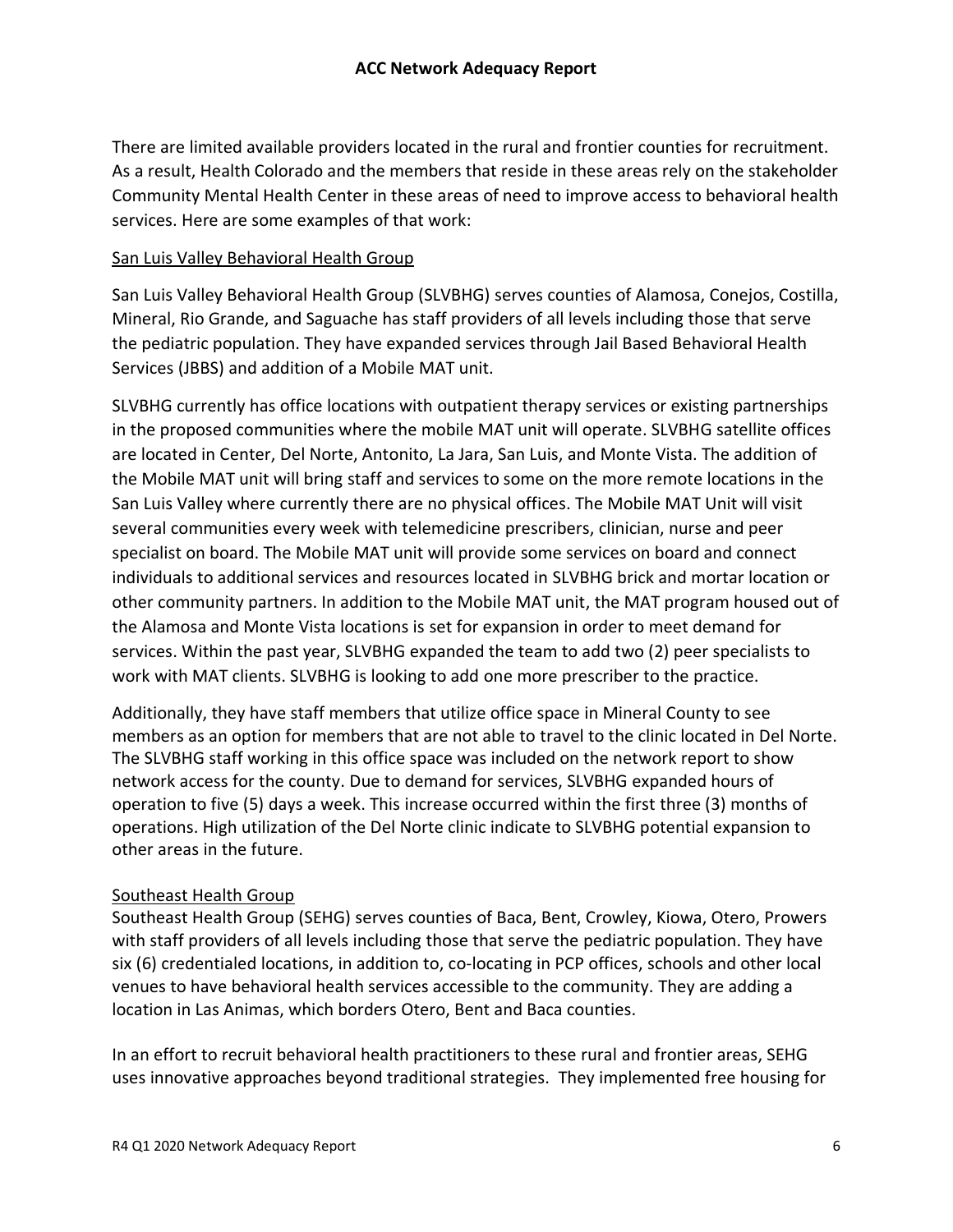There are limited available providers located in the rural and frontier counties for recruitment. As a result, Health Colorado and the members that reside in these areas rely on the stakeholder Community Mental Health Center in these areas of need to improve access to behavioral health services. Here are some examples of that work:

<u>San Luis Valley Behavioral Health Group</u>

San Luis Valley Behavioral Health Group (SLVBHG) serves counties of Alamosa, Conejos, Costilla, Mineral, Rio Grande, and Saguache has staff providers of all levels including those that serve the pediatric population. They have expanded services through Jail Based Behavioral Health Services (JBBS) and addition of a Mobile MAT unit.

SLVBHG currently has office locations with outpatient therapy services or existing partnerships in the proposed communities where the mobile MAT unit will operate. SLVBHG satellite offices are located in Center, Del Norte, Antonito, La Jara, San Luis, and Monte Vista. The addition of the Mobile MAT unit will bring staff and services to some on the more remote locations in the San Luis Valley where currently there are no physical offices. The Mobile MAT Unit will visit several communities every week with telemedicine prescribers, clinician, nurse and peer specialist on board. The Mobile MAT unit will provide some services on board and connect individuals to additional services and resources located in SLVBHG brick and mortar location or other community partners. In addition to the Mobile MAT unit, the MAT program housed out of the Alamosa and Monte Vista locations is set for expansion in order to meet demand for services. Within the past year, SLVBHG expanded the team to add two (2) peer specialists to work with MAT clients. SLVBHG is looking to add one more prescriber to the practice.

Additionally, they have staff members that utilize office space in Mineral County to see members as an option for members that are not able to travel to the clinic located in Del Norte. The SLVBHG staff working in this office space was included on the network report to show network access for the county. Due to demand for services, SLVBHG expanded hours of operation to five (5) days a week. This increase occurred within the first three (3) months of operations. High utilization of the Del Norte clinic indicate to SLVBHG potential expansion to other areas in the future.

<u>Southeast Health Group</u>

Southeast Health Group (SEHG) serves counties of Baca, Bent, Crowley, Kiowa, Otero, Prowers with staff providers of all levels including those that serve the pediatric population. They have six (6) credentialed locations, in addition to, co-locating in PCP offices, schools and other local venues to have behavioral health services accessible to the community. They are adding a location in Las Animas, which borders Otero, Bent and Baca counties.

In an effort to recruit behavioral health practitioners to these rural and frontier areas, SEHG uses innovative approaches beyond traditional strategies. They implemented free housing for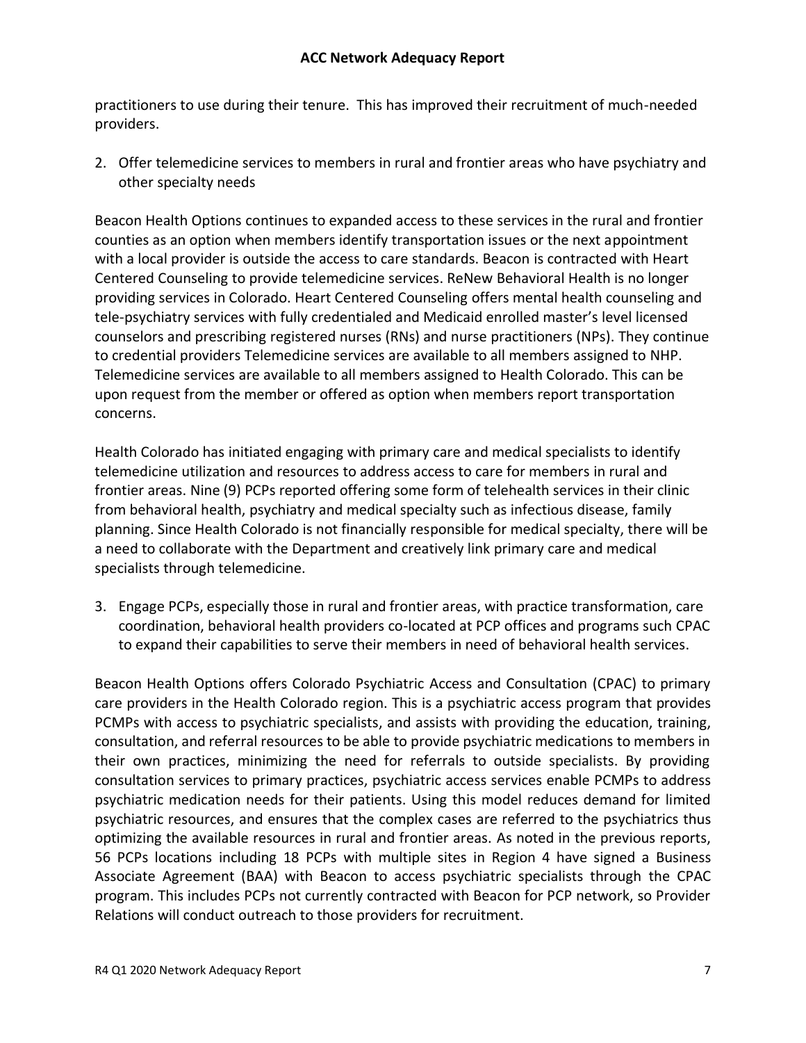practitioners to use during their tenure. This has improved their recruitment of much-needed providers.

2. Offer telemedicine services to members in rural and frontier areas who have psychiatry and other specialty needs

Beacon Health Options continues to expanded access to these services in the rural and frontier counties as an option when members identify transportation issues or the next appointment with a local provider is outside the access to care standards. Beacon is contracted with Heart Centered Counseling to provide telemedicine services. ReNew Behavioral Health is no longer providing services in Colorado. Heart Centered Counseling offers mental health counseling and tele-psychiatry services with fully credentialed and Medicaid enrolled master's level licensed counselors and prescribing registered nurses (RNs) and nurse practitioners (NPs). They continue to credential providers Telemedicine services are available to all members assigned to NHP. Telemedicine services are available to all members assigned to Health Colorado. This can be upon request from the member or offered as option when members report transportation concerns.

Health Colorado has initiated engaging with primary care and medical specialists to identify telemedicine utilization and resources to address access to care for members in rural and frontier areas. Nine (9) PCPs reported offering some form of telehealth services in their clinic from behavioral health, psychiatry and medical specialty such as infectious disease, family planning. Since Health Colorado is not financially responsible for medical specialty, there will be a need to collaborate with the Department and creatively link primary care and medical specialists through telemedicine.

3. Engage PCPs, especially those in rural and frontier areas, with practice transformation, care coordination, behavioral health providers co-located at PCP offices and programs such CPAC to expand their capabilities to serve their members in need of behavioral health services.

Beacon Health Options offers Colorado Psychiatric Access and Consultation (CPAC) to primary care providers in the Health Colorado region. This is a psychiatric access program that provides PCMPs with access to psychiatric specialists, and assists with providing the education, training, consultation, and referral resources to be able to provide psychiatric medications to members in their own practices, minimizing the need for referrals to outside specialists. By providing consultation services to primary practices, psychiatric access services enable PCMPs to address psychiatric medication needs for their patients. Using this model reduces demand for limited psychiatric resources, and ensures that the complex cases are referred to the psychiatrics thus optimizing the available resources in rural and frontier areas. As noted in the previous reports, 56 PCPs locations including 18 PCPs with multiple sites in Region 4 have signed a Business Associate Agreement (BAA) with Beacon to access psychiatric specialists through the CPAC program. This includes PCPs not currently contracted with Beacon for PCP network, so Provider Relations will conduct outreach to those providers for recruitment.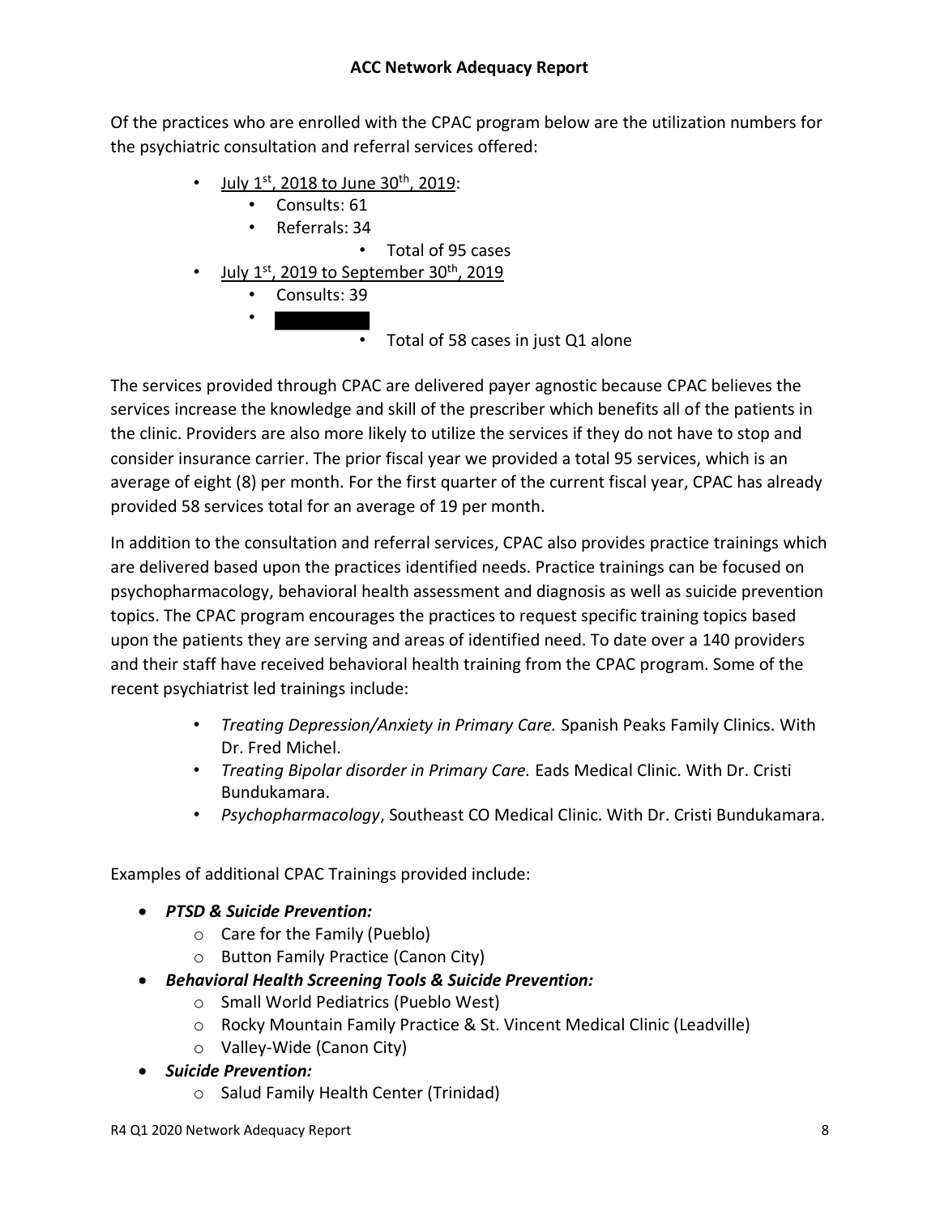Of the practices who are enrolled with the CPAC program below are the utilization numbers for the psychiatric consultation and referral services offered:

- July 1st, 2018 to June 30th, 2019:
  - Consults: 61
  - Referrals: 34
    - Total of 95 cases
- July 1st, 2019 to September 30th, 2019
  - Consults: 39
  - 
    - Total of 58 cases in just Q1 alone

The services provided through CPAC are delivered payer agnostic because CPAC believes the services increase the knowledge and skill of the prescriber which benefits all of the patients in the clinic. Providers are also more likely to utilize the services if they do not have to stop and consider insurance carrier. The prior fiscal year we provided a total 95 services, which is an average of eight (8) per month. For the first quarter of the current fiscal year, CPAC has already provided 58 services total for an average of 19 per month.

In addition to the consultation and referral services, CPAC also provides practice trainings which are delivered based upon the practices identified needs. Practice trainings can be focused on psychopharmacology, behavioral health assessment and diagnosis as well as suicide prevention topics. The CPAC program encourages the practices to request specific training topics based upon the patients they are serving and areas of identified need. To date over a 140 providers and their staff have received behavioral health training from the CPAC program. Some of the recent psychiatrist led trainings include:

- *Treating Depression/Anxiety in Primary Care.* Spanish Peaks Family Clinics. With Dr. Fred Michel.
- *Treating Bipolar disorder in Primary Care.* Eads Medical Clinic. With Dr. Cristi Bundukamara.
- *Psychopharmacology*, Southeast CO Medical Clinic. With Dr. Cristi Bundukamara.

Examples of additional CPAC Trainings provided include:

- ***PTSD & Suicide Prevention:***
  - Care for the Family (Pueblo)
  - Button Family Practice (Canon City)
- ***Behavioral Health Screening Tools & Suicide Prevention:***
  - Small World Pediatrics (Pueblo West)
  - Rocky Mountain Family Practice & St. Vincent Medical Clinic (Leadville)
  - Valley-Wide (Canon City)
- ***Suicide Prevention:***
  - Salud Family Health Center (Trinidad)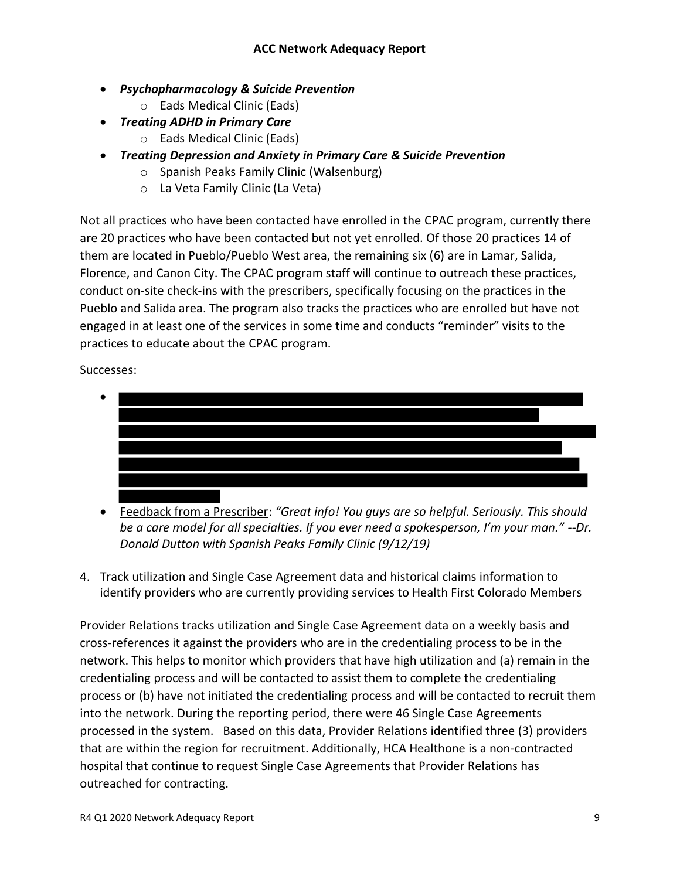- ***Psychopharmacology & Suicide Prevention***
  - Eads Medical Clinic (Eads)
- ***Treating ADHD in Primary Care***
  - Eads Medical Clinic (Eads)
- ***Treating Depression and Anxiety in Primary Care & Suicide Prevention***
  - Spanish Peaks Family Clinic (Walsenburg)
  - La Veta Family Clinic (La Veta)

Not all practices who have been contacted have enrolled in the CPAC program, currently there are 20 practices who have been contacted but not yet enrolled. Of those 20 practices 14 of them are located in Pueblo/Pueblo West area, the remaining six (6) are in Lamar, Salida, Florence, and Canon City. The CPAC program staff will continue to outreach these practices, conduct on-site check-ins with the prescribers, specifically focusing on the practices in the Pueblo and Salida area. The program also tracks the practices who are enrolled but have not engaged in at least one of the services in some time and conducts "reminder" visits to the practices to educate about the CPAC program.

Successes:

- [REDACTED]
- Feedback from a Prescriber: *"Great info! You guys are so helpful. Seriously. This should be a care model for all specialties. If you ever need a spokesperson, I'm your man." --Dr. Donald Dutton with Spanish Peaks Family Clinic (9/12/19)*

4. Track utilization and Single Case Agreement data and historical claims information to identify providers who are currently providing services to Health First Colorado Members

Provider Relations tracks utilization and Single Case Agreement data on a weekly basis and cross-references it against the providers who are in the credentialing process to be in the network. This helps to monitor which providers that have high utilization and (a) remain in the credentialing process and will be contacted to assist them to complete the credentialing process or (b) have not initiated the credentialing process and will be contacted to recruit them into the network. During the reporting period, there were 46 Single Case Agreements processed in the system. Based on this data, Provider Relations identified three (3) providers that are within the region for recruitment. Additionally, HCA Healthone is a non-contracted hospital that continue to request Single Case Agreements that Provider Relations has outreached for contracting.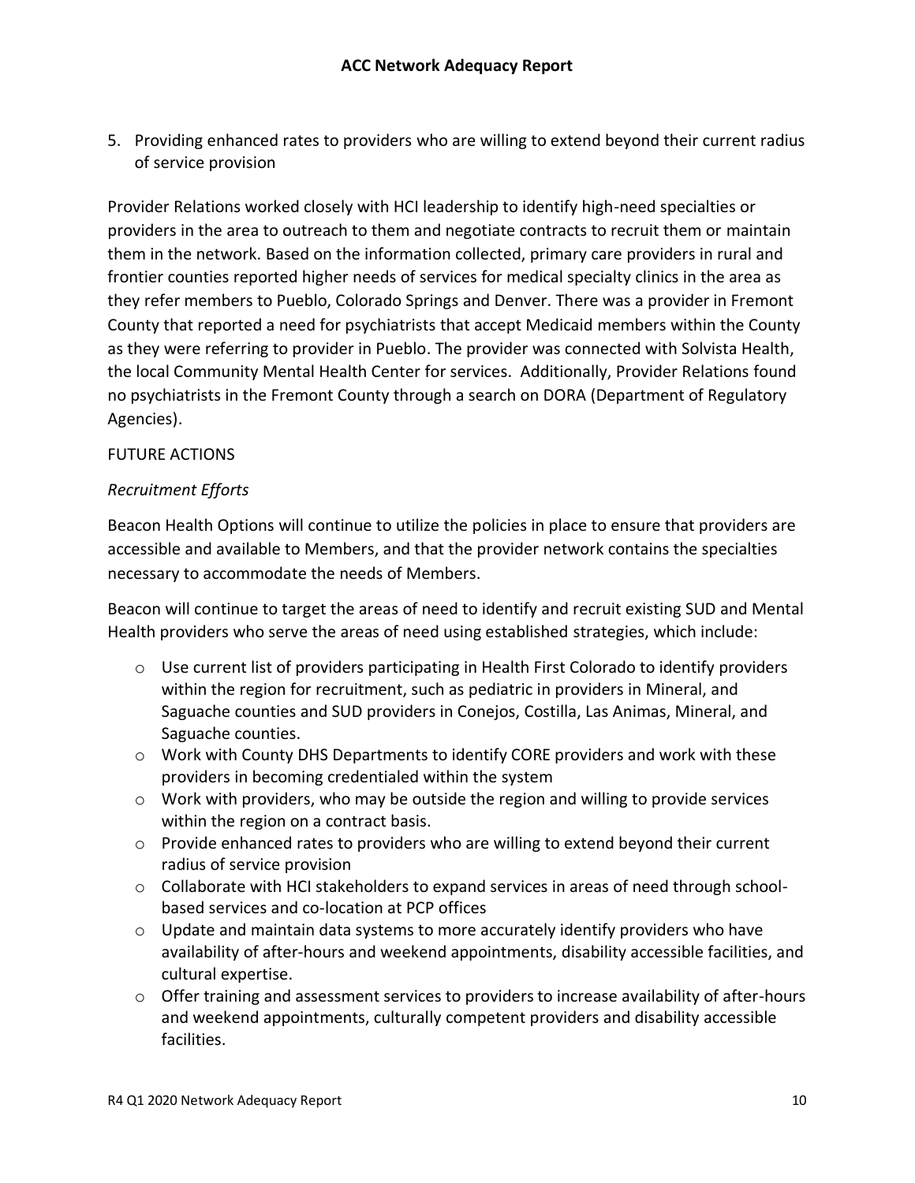5. Providing enhanced rates to providers who are willing to extend beyond their current radius of service provision

Provider Relations worked closely with HCI leadership to identify high-need specialties or providers in the area to outreach to them and negotiate contracts to recruit them or maintain them in the network. Based on the information collected, primary care providers in rural and frontier counties reported higher needs of services for medical specialty clinics in the area as they refer members to Pueblo, Colorado Springs and Denver. There was a provider in Fremont County that reported a need for psychiatrists that accept Medicaid members within the County as they were referring to provider in Pueblo. The provider was connected with Solvista Health, the local Community Mental Health Center for services. Additionally, Provider Relations found no psychiatrists in the Fremont County through a search on DORA (Department of Regulatory Agencies).

FUTURE ACTIONS

*Recruitment Efforts*

Beacon Health Options will continue to utilize the policies in place to ensure that providers are accessible and available to Members, and that the provider network contains the specialties necessary to accommodate the needs of Members.

Beacon will continue to target the areas of need to identify and recruit existing SUD and Mental Health providers who serve the areas of need using established strategies, which include:

- Use current list of providers participating in Health First Colorado to identify providers within the region for recruitment, such as pediatric in providers in Mineral, and Saguache counties and SUD providers in Conejos, Costilla, Las Animas, Mineral, and Saguache counties.
- Work with County DHS Departments to identify CORE providers and work with these providers in becoming credentialed within the system
- Work with providers, who may be outside the region and willing to provide services within the region on a contract basis.
- Provide enhanced rates to providers who are willing to extend beyond their current radius of service provision
- Collaborate with HCI stakeholders to expand services in areas of need through school-based services and co-location at PCP offices
- Update and maintain data systems to more accurately identify providers who have availability of after-hours and weekend appointments, disability accessible facilities, and cultural expertise.
- Offer training and assessment services to providers to increase availability of after-hours and weekend appointments, culturally competent providers and disability accessible facilities.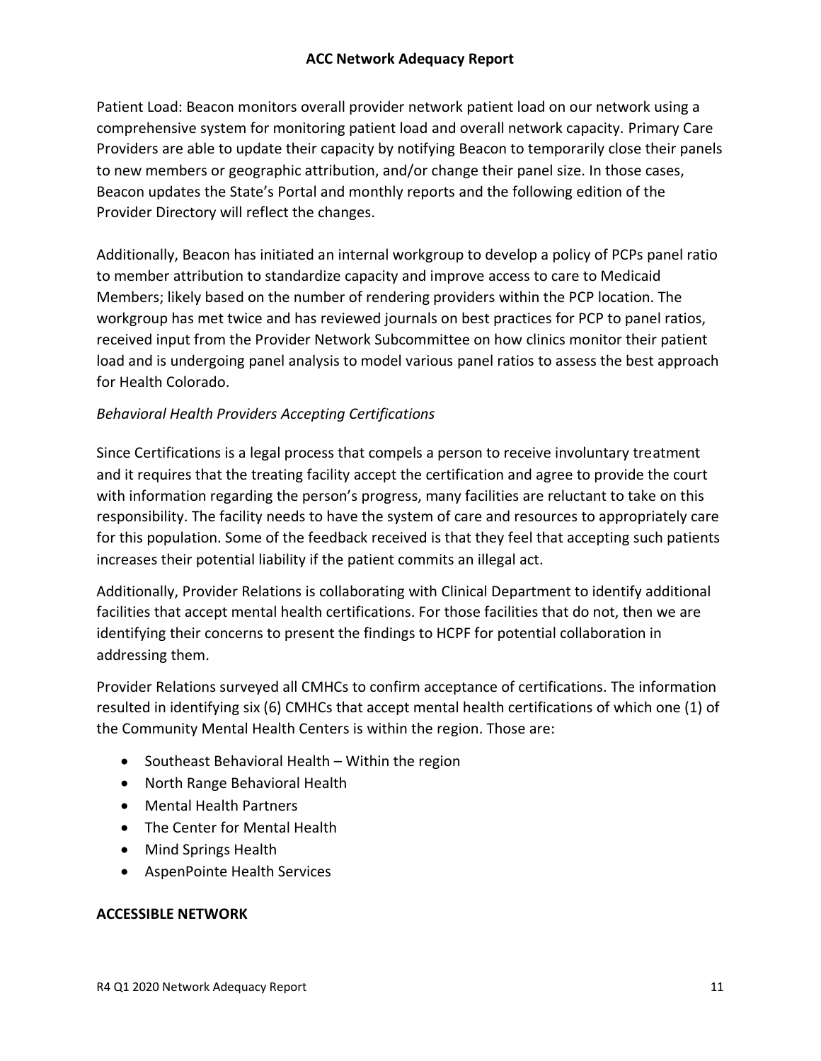Patient Load: Beacon monitors overall provider network patient load on our network using a comprehensive system for monitoring patient load and overall network capacity. Primary Care Providers are able to update their capacity by notifying Beacon to temporarily close their panels to new members or geographic attribution, and/or change their panel size. In those cases, Beacon updates the State's Portal and monthly reports and the following edition of the Provider Directory will reflect the changes.

Additionally, Beacon has initiated an internal workgroup to develop a policy of PCPs panel ratio to member attribution to standardize capacity and improve access to care to Medicaid Members; likely based on the number of rendering providers within the PCP location. The workgroup has met twice and has reviewed journals on best practices for PCP to panel ratios, received input from the Provider Network Subcommittee on how clinics monitor their patient load and is undergoing panel analysis to model various panel ratios to assess the best approach for Health Colorado.

*Behavioral Health Providers Accepting Certifications*

Since Certifications is a legal process that compels a person to receive involuntary treatment and it requires that the treating facility accept the certification and agree to provide the court with information regarding the person's progress, many facilities are reluctant to take on this responsibility. The facility needs to have the system of care and resources to appropriately care for this population. Some of the feedback received is that they feel that accepting such patients increases their potential liability if the patient commits an illegal act.

Additionally, Provider Relations is collaborating with Clinical Department to identify additional facilities that accept mental health certifications. For those facilities that do not, then we are identifying their concerns to present the findings to HCPF for potential collaboration in addressing them.

Provider Relations surveyed all CMHCs to confirm acceptance of certifications. The information resulted in identifying six (6) CMHCs that accept mental health certifications of which one (1) of the Community Mental Health Centers is within the region. Those are:

- Southeast Behavioral Health – Within the region
- North Range Behavioral Health
- Mental Health Partners
- The Center for Mental Health
- Mind Springs Health
- AspenPointe Health Services

**ACCESSIBLE NETWORK**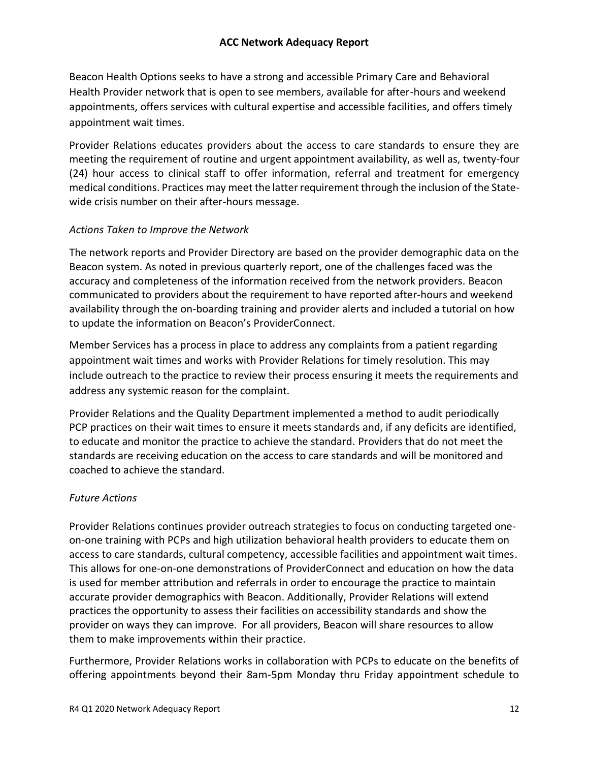Beacon Health Options seeks to have a strong and accessible Primary Care and Behavioral Health Provider network that is open to see members, available for after-hours and weekend appointments, offers services with cultural expertise and accessible facilities, and offers timely appointment wait times.

Provider Relations educates providers about the access to care standards to ensure they are meeting the requirement of routine and urgent appointment availability, as well as, twenty-four (24) hour access to clinical staff to offer information, referral and treatment for emergency medical conditions. Practices may meet the latter requirement through the inclusion of the State-wide crisis number on their after-hours message.

*Actions Taken to Improve the Network*

The network reports and Provider Directory are based on the provider demographic data on the Beacon system. As noted in previous quarterly report, one of the challenges faced was the accuracy and completeness of the information received from the network providers. Beacon communicated to providers about the requirement to have reported after-hours and weekend availability through the on-boarding training and provider alerts and included a tutorial on how to update the information on Beacon's ProviderConnect.

Member Services has a process in place to address any complaints from a patient regarding appointment wait times and works with Provider Relations for timely resolution. This may include outreach to the practice to review their process ensuring it meets the requirements and address any systemic reason for the complaint.

Provider Relations and the Quality Department implemented a method to audit periodically PCP practices on their wait times to ensure it meets standards and, if any deficits are identified, to educate and monitor the practice to achieve the standard. Providers that do not meet the standards are receiving education on the access to care standards and will be monitored and coached to achieve the standard.

*Future Actions*

Provider Relations continues provider outreach strategies to focus on conducting targeted one-on-one training with PCPs and high utilization behavioral health providers to educate them on access to care standards, cultural competency, accessible facilities and appointment wait times. This allows for one-on-one demonstrations of ProviderConnect and education on how the data is used for member attribution and referrals in order to encourage the practice to maintain accurate provider demographics with Beacon. Additionally, Provider Relations will extend practices the opportunity to assess their facilities on accessibility standards and show the provider on ways they can improve. For all providers, Beacon will share resources to allow them to make improvements within their practice.

Furthermore, Provider Relations works in collaboration with PCPs to educate on the benefits of offering appointments beyond their 8am-5pm Monday thru Friday appointment schedule to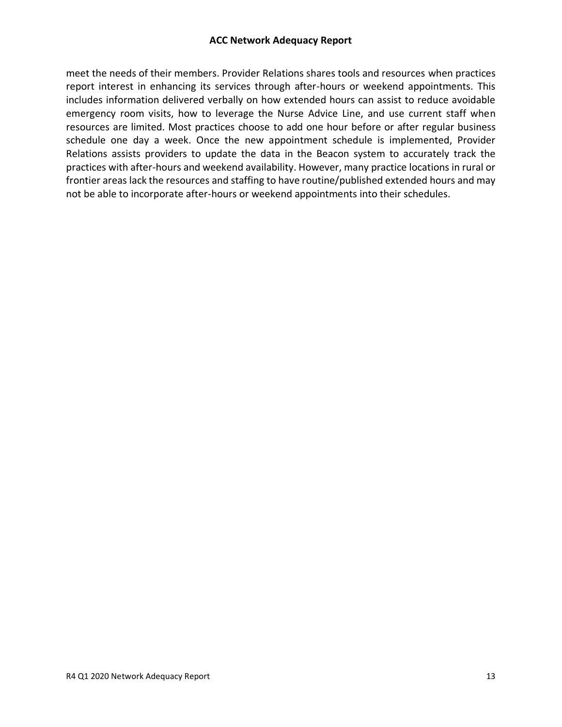meet the needs of their members. Provider Relations shares tools and resources when practices report interest in enhancing its services through after-hours or weekend appointments. This includes information delivered verbally on how extended hours can assist to reduce avoidable emergency room visits, how to leverage the Nurse Advice Line, and use current staff when resources are limited. Most practices choose to add one hour before or after regular business schedule one day a week. Once the new appointment schedule is implemented, Provider Relations assists providers to update the data in the Beacon system to accurately track the practices with after-hours and weekend availability. However, many practice locations in rural or frontier areas lack the resources and staffing to have routine/published extended hours and may not be able to incorporate after-hours or weekend appointments into their schedules.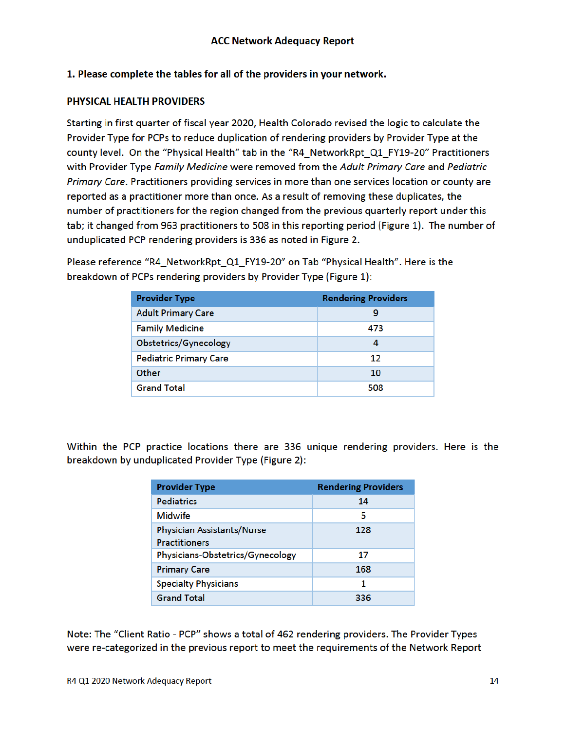## ACC Network Adequacy Report

**1. Please complete the tables for all of the providers in your network.**

### PHYSICAL HEALTH PROVIDERS

Starting in first quarter of fiscal year 2020, Health Colorado revised the logic to calculate the Provider Type for PCPs to reduce duplication of rendering providers by Provider Type at the county level. On the "Physical Health" tab in the "R4_NetworkRpt_Q1_FY19-20" Practitioners with Provider Type *Family Medicine* were removed from the *Adult Primary Care* and *Pediatric Primary Care*. Practitioners providing services in more than one services location or county are reported as a practitioner more than once. As a result of removing these duplicates, the number of practitioners for the region changed from the previous quarterly report under this tab; it changed from 963 practitioners to 508 in this reporting period (Figure 1). The number of unduplicated PCP rendering providers is 336 as noted in Figure 2.

Please reference "R4_NetworkRpt_Q1_FY19-20" on Tab "Physical Health". Here is the breakdown of PCPs rendering providers by Provider Type (Figure 1):

| Provider Type | Rendering Providers |
|---|---|
| Adult Primary Care | 9 |
| Family Medicine | 473 |
| Obstetrics/Gynecology | 4 |
| Pediatric Primary Care | 12 |
| Other | 10 |
| Grand Total | 508 |

Within the PCP practice locations there are 336 unique rendering providers. Here is the breakdown by unduplicated Provider Type (Figure 2):

| Provider Type | Rendering Providers |
|---|---|
| Pediatrics | 14 |
| Midwife | 5 |
| Physician Assistants/Nurse Practitioners | 128 |
| Physicians-Obstetrics/Gynecology | 17 |
| Primary Care | 168 |
| Specialty Physicians | 1 |
| Grand Total | 336 |

Note: The "Client Ratio - PCP" shows a total of 462 rendering providers. The Provider Types were re-categorized in the previous report to meet the requirements of the Network Report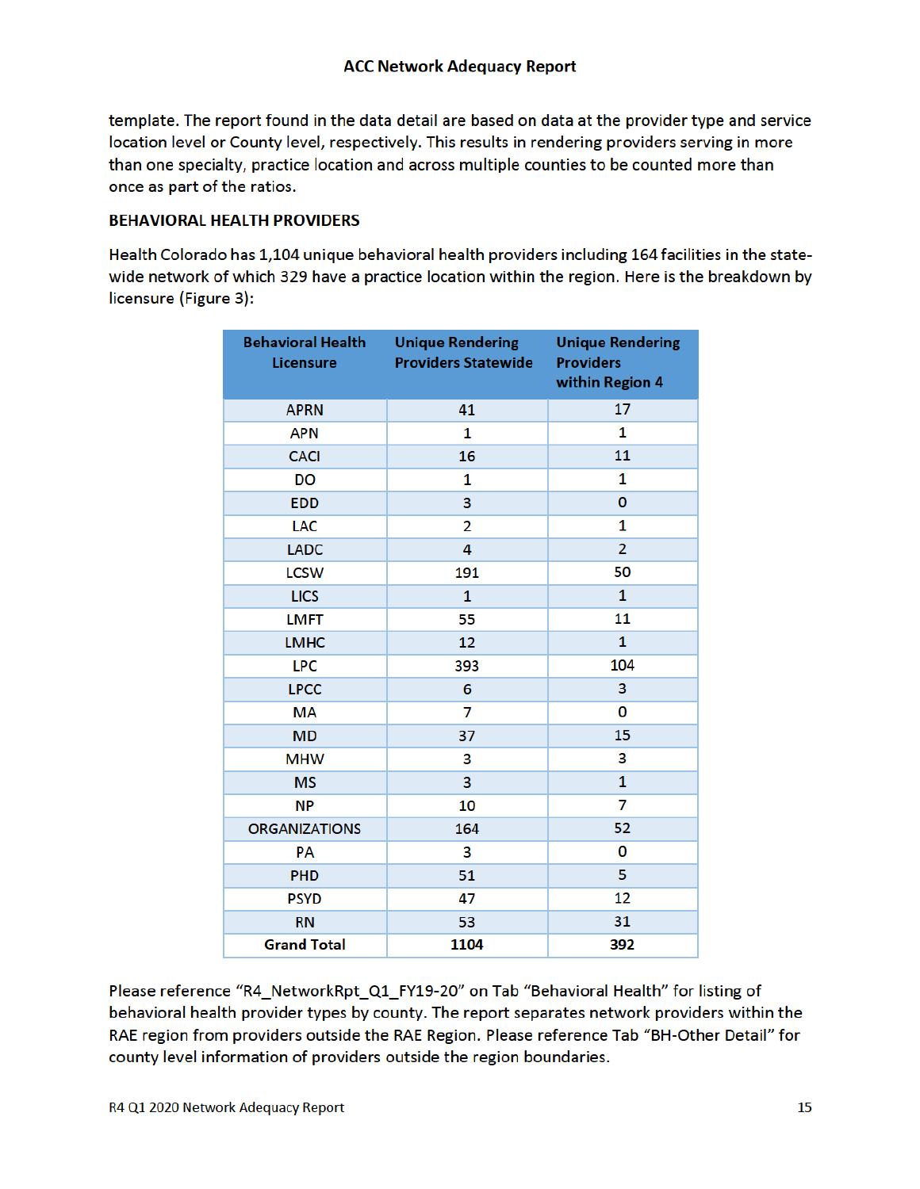template. The report found in the data detail are based on data at the provider type and service location level or County level, respectively. This results in rendering providers serving in more than one specialty, practice location and across multiple counties to be counted more than once as part of the ratios.

**BEHAVIORAL HEALTH PROVIDERS**

Health Colorado has 1,104 unique behavioral health providers including 164 facilities in the state-wide network of which 329 have a practice location within the region. Here is the breakdown by licensure (Figure 3):

| Behavioral Health Licensure | Unique Rendering Providers Statewide | Unique Rendering Providers within Region 4 |
|---|---|---|
| APRN | 41 | 17 |
| APN | 1 | 1 |
| CACI | 16 | 11 |
| DO | 1 | 1 |
| EDD | 3 | 0 |
| LAC | 2 | 1 |
| LADC | 4 | 2 |
| LCSW | 191 | 50 |
| LICS | 1 | 1 |
| LMFT | 55 | 11 |
| LMHC | 12 | 1 |
| LPC | 393 | 104 |
| LPCC | 6 | 3 |
| MA | 7 | 0 |
| MD | 37 | 15 |
| MHW | 3 | 3 |
| MS | 3 | 1 |
| NP | 10 | 7 |
| ORGANIZATIONS | 164 | 52 |
| PA | 3 | 0 |
| PHD | 51 | 5 |
| PSYD | 47 | 12 |
| RN | 53 | 31 |
| **Grand Total** | **1104** | **392** |

Please reference "R4_NetworkRpt_Q1_FY19-20" on Tab "Behavioral Health" for listing of behavioral health provider types by county. The report separates network providers within the RAE region from providers outside the RAE Region. Please reference Tab "BH-Other Detail" for county level information of providers outside the region boundaries.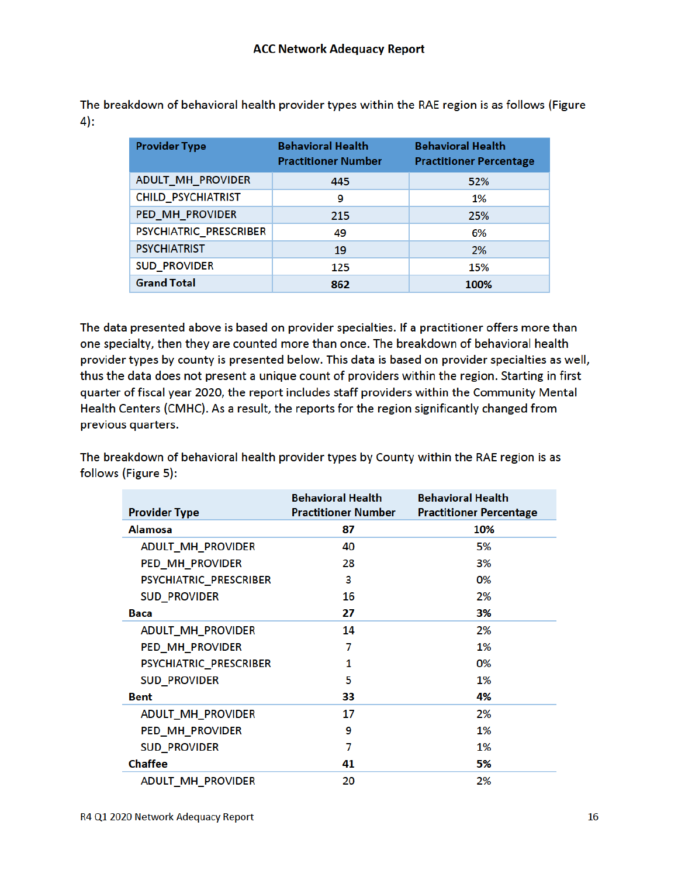The breakdown of behavioral health provider types within the RAE region is as follows (Figure 4):

| Provider Type | Behavioral Health Practitioner Number | Behavioral Health Practitioner Percentage |
|---|---|---|
| ADULT_MH_PROVIDER | 445 | 52% |
| CHILD_PSYCHIATRIST | 9 | 1% |
| PED_MH_PROVIDER | 215 | 25% |
| PSYCHIATRIC_PRESCRIBER | 49 | 6% |
| PSYCHIATRIST | 19 | 2% |
| SUD_PROVIDER | 125 | 15% |
| **Grand Total** | **862** | **100%** |

The data presented above is based on provider specialties. If a practitioner offers more than one specialty, then they are counted more than once. The breakdown of behavioral health provider types by county is presented below. This data is based on provider specialties as well, thus the data does not present a unique count of providers within the region. Starting in first quarter of fiscal year 2020, the report includes staff providers within the Community Mental Health Centers (CMHC). As a result, the reports for the region significantly changed from previous quarters.

The breakdown of behavioral health provider types by County within the RAE region is as follows (Figure 5):

| Provider Type | Behavioral Health Practitioner Number | Behavioral Health Practitioner Percentage |
|---|---|---|
| **Alamosa** | **87** | **10%** |
| ADULT_MH_PROVIDER | 40 | 5% |
| PED_MH_PROVIDER | 28 | 3% |
| PSYCHIATRIC_PRESCRIBER | 3 | 0% |
| SUD_PROVIDER | 16 | 2% |
| **Baca** | **27** | **3%** |
| ADULT_MH_PROVIDER | 14 | 2% |
| PED_MH_PROVIDER | 7 | 1% |
| PSYCHIATRIC_PRESCRIBER | 1 | 0% |
| SUD_PROVIDER | 5 | 1% |
| **Bent** | **33** | **4%** |
| ADULT_MH_PROVIDER | 17 | 2% |
| PED_MH_PROVIDER | 9 | 1% |
| SUD_PROVIDER | 7 | 1% |
| **Chaffee** | **41** | **5%** |
| ADULT_MH_PROVIDER | 20 | 2% |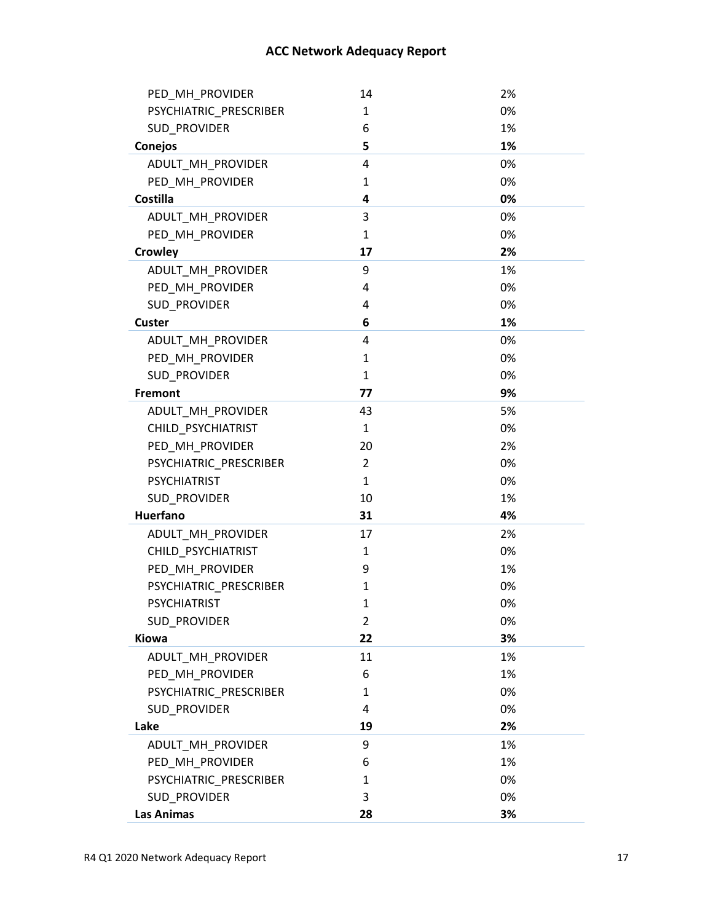| | | |
|---|---|---|
| PED_MH_PROVIDER | 14 | 2% |
| PSYCHIATRIC_PRESCRIBER | 1 | 0% |
| SUD_PROVIDER | 6 | 1% |
| **Conejos** | **5** | **1%** |
| ADULT_MH_PROVIDER | 4 | 0% |
| PED_MH_PROVIDER | 1 | 0% |
| **Costilla** | **4** | **0%** |
| ADULT_MH_PROVIDER | 3 | 0% |
| PED_MH_PROVIDER | 1 | 0% |
| **Crowley** | **17** | **2%** |
| ADULT_MH_PROVIDER | 9 | 1% |
| PED_MH_PROVIDER | 4 | 0% |
| SUD_PROVIDER | 4 | 0% |
| **Custer** | **6** | **1%** |
| ADULT_MH_PROVIDER | 4 | 0% |
| PED_MH_PROVIDER | 1 | 0% |
| SUD_PROVIDER | 1 | 0% |
| **Fremont** | **77** | **9%** |
| ADULT_MH_PROVIDER | 43 | 5% |
| CHILD_PSYCHIATRIST | 1 | 0% |
| PED_MH_PROVIDER | 20 | 2% |
| PSYCHIATRIC_PRESCRIBER | 2 | 0% |
| PSYCHIATRIST | 1 | 0% |
| SUD_PROVIDER | 10 | 1% |
| **Huerfano** | **31** | **4%** |
| ADULT_MH_PROVIDER | 17 | 2% |
| CHILD_PSYCHIATRIST | 1 | 0% |
| PED_MH_PROVIDER | 9 | 1% |
| PSYCHIATRIC_PRESCRIBER | 1 | 0% |
| PSYCHIATRIST | 1 | 0% |
| SUD_PROVIDER | 2 | 0% |
| **Kiowa** | **22** | **3%** |
| ADULT_MH_PROVIDER | 11 | 1% |
| PED_MH_PROVIDER | 6 | 1% |
| PSYCHIATRIC_PRESCRIBER | 1 | 0% |
| SUD_PROVIDER | 4 | 0% |
| **Lake** | **19** | **2%** |
| ADULT_MH_PROVIDER | 9 | 1% |
| PED_MH_PROVIDER | 6 | 1% |
| PSYCHIATRIC_PRESCRIBER | 1 | 0% |
| SUD_PROVIDER | 3 | 0% |
| **Las Animas** | **28** | **3%** |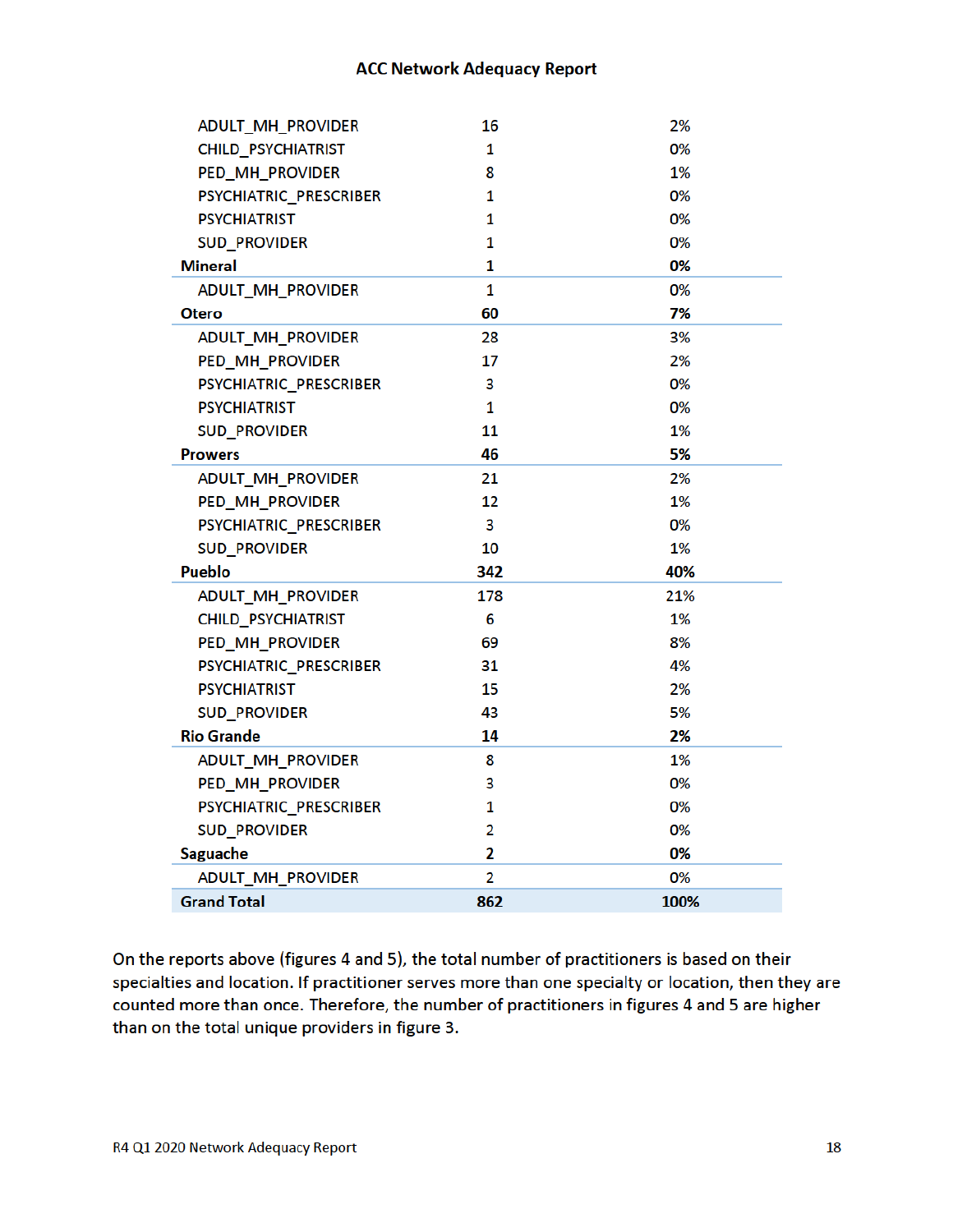| | | |
|---|---|---|
| ADULT_MH_PROVIDER | 16 | 2% |
| CHILD_PSYCHIATRIST | 1 | 0% |
| PED_MH_PROVIDER | 8 | 1% |
| PSYCHIATRIC_PRESCRIBER | 1 | 0% |
| PSYCHIATRIST | 1 | 0% |
| SUD_PROVIDER | 1 | 0% |
| **Mineral** | **1** | **0%** |
| ADULT_MH_PROVIDER | 1 | 0% |
| **Otero** | **60** | **7%** |
| ADULT_MH_PROVIDER | 28 | 3% |
| PED_MH_PROVIDER | 17 | 2% |
| PSYCHIATRIC_PRESCRIBER | 3 | 0% |
| PSYCHIATRIST | 1 | 0% |
| SUD_PROVIDER | 11 | 1% |
| **Prowers** | **46** | **5%** |
| ADULT_MH_PROVIDER | 21 | 2% |
| PED_MH_PROVIDER | 12 | 1% |
| PSYCHIATRIC_PRESCRIBER | 3 | 0% |
| SUD_PROVIDER | 10 | 1% |
| **Pueblo** | **342** | **40%** |
| ADULT_MH_PROVIDER | 178 | 21% |
| CHILD_PSYCHIATRIST | 6 | 1% |
| PED_MH_PROVIDER | 69 | 8% |
| PSYCHIATRIC_PRESCRIBER | 31 | 4% |
| PSYCHIATRIST | 15 | 2% |
| SUD_PROVIDER | 43 | 5% |
| **Rio Grande** | **14** | **2%** |
| ADULT_MH_PROVIDER | 8 | 1% |
| PED_MH_PROVIDER | 3 | 0% |
| PSYCHIATRIC_PRESCRIBER | 1 | 0% |
| SUD_PROVIDER | 2 | 0% |
| **Saguache** | **2** | **0%** |
| ADULT_MH_PROVIDER | 2 | 0% |
| **Grand Total** | **862** | **100%** |

On the reports above (figures 4 and 5), the total number of practitioners is based on their specialties and location. If practitioner serves more than one specialty or location, then they are counted more than once. Therefore, the number of practitioners in figures 4 and 5 are higher than on the total unique providers in figure 3.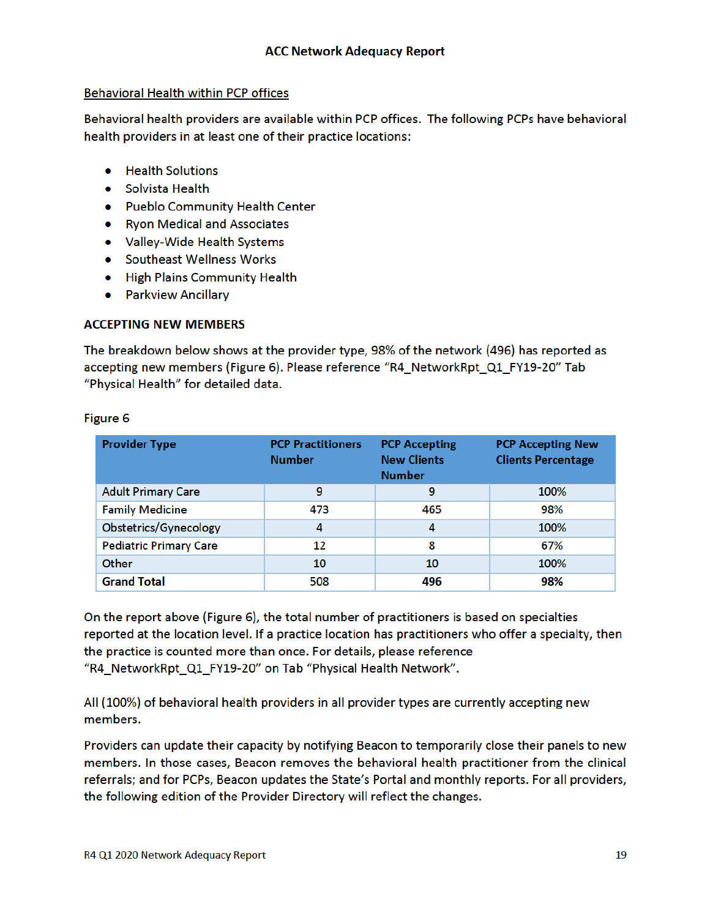## Behavioral Health within PCP offices

Behavioral health providers are available within PCP offices. The following PCPs have behavioral health providers in at least one of their practice locations:

- Health Solutions
- Solvista Health
- Pueblo Community Health Center
- Ryon Medical and Associates
- Valley-Wide Health Systems
- Southeast Wellness Works
- High Plains Community Health
- Parkview Ancillary

### ACCEPTING NEW MEMBERS

The breakdown below shows at the provider type, 98% of the network (496) has reported as accepting new members (Figure 6). Please reference "R4_NetworkRpt_Q1_FY19-20" Tab "Physical Health" for detailed data.

Figure 6

| Provider Type | PCP Practitioners Number | PCP Accepting New Clients Number | PCP Accepting New Clients Percentage |
|---|---|---|---|
| Adult Primary Care | 9 | 9 | 100% |
| Family Medicine | 473 | 465 | 98% |
| Obstetrics/Gynecology | 4 | 4 | 100% |
| Pediatric Primary Care | 12 | 8 | 67% |
| Other | 10 | 10 | 100% |
| **Grand Total** | 508 | **496** | **98%** |

On the report above (Figure 6), the total number of practitioners is based on specialties reported at the location level. If a practice location has practitioners who offer a specialty, then the practice is counted more than once. For details, please reference "R4_NetworkRpt_Q1_FY19-20" on Tab "Physical Health Network".

All (100%) of behavioral health providers in all provider types are currently accepting new members.

Providers can update their capacity by notifying Beacon to temporarily close their panels to new members. In those cases, Beacon removes the behavioral health practitioner from the clinical referrals; and for PCPs, Beacon updates the State's Portal and monthly reports. For all providers, the following edition of the Provider Directory will reflect the changes.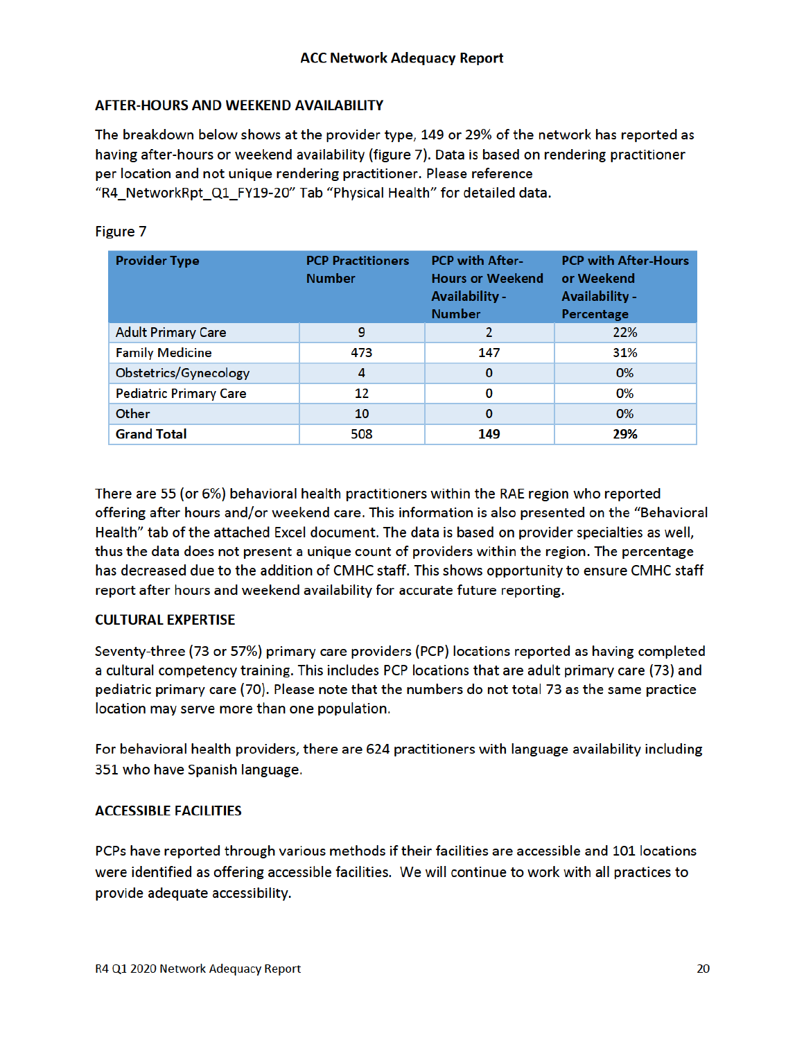## AFTER-HOURS AND WEEKEND AVAILABILITY

The breakdown below shows at the provider type, 149 or 29% of the network has reported as having after-hours or weekend availability (figure 7). Data is based on rendering practitioner per location and not unique rendering practitioner. Please reference "R4_NetworkRpt_Q1_FY19-20" Tab "Physical Health" for detailed data.

Figure 7

| Provider Type | PCP Practitioners Number | PCP with After-Hours or Weekend Availability - Number | PCP with After-Hours or Weekend Availability - Percentage |
|---|---|---|---|
| Adult Primary Care | 9 | 2 | 22% |
| Family Medicine | 473 | 147 | 31% |
| Obstetrics/Gynecology | 4 | 0 | 0% |
| Pediatric Primary Care | 12 | 0 | 0% |
| Other | 10 | 0 | 0% |
| **Grand Total** | 508 | **149** | **29%** |

There are 55 (or 6%) behavioral health practitioners within the RAE region who reported offering after hours and/or weekend care. This information is also presented on the "Behavioral Health" tab of the attached Excel document. The data is based on provider specialties as well, thus the data does not present a unique count of providers within the region. The percentage has decreased due to the addition of CMHC staff. This shows opportunity to ensure CMHC staff report after hours and weekend availability for accurate future reporting.

## CULTURAL EXPERTISE

Seventy-three (73 or 57%) primary care providers (PCP) locations reported as having completed a cultural competency training. This includes PCP locations that are adult primary care (73) and pediatric primary care (70). Please note that the numbers do not total 73 as the same practice location may serve more than one population.

For behavioral health providers, there are 624 practitioners with language availability including 351 who have Spanish language.

## ACCESSIBLE FACILITIES

PCPs have reported through various methods if their facilities are accessible and 101 locations were identified as offering accessible facilities. We will continue to work with all practices to provide adequate accessibility.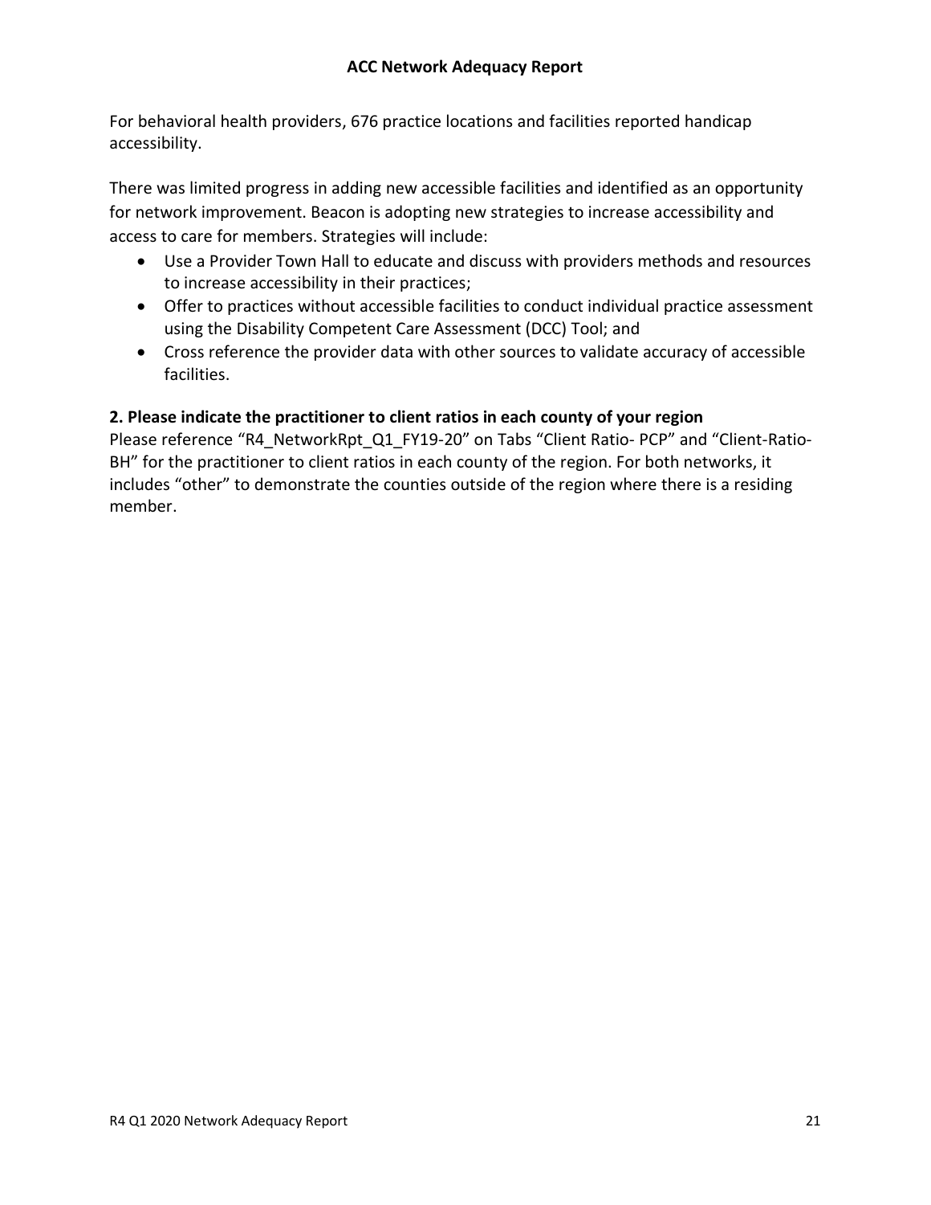For behavioral health providers, 676 practice locations and facilities reported handicap accessibility.

There was limited progress in adding new accessible facilities and identified as an opportunity for network improvement. Beacon is adopting new strategies to increase accessibility and access to care for members. Strategies will include:

- Use a Provider Town Hall to educate and discuss with providers methods and resources to increase accessibility in their practices;
- Offer to practices without accessible facilities to conduct individual practice assessment using the Disability Competent Care Assessment (DCC) Tool; and
- Cross reference the provider data with other sources to validate accuracy of accessible facilities.

**2. Please indicate the practitioner to client ratios in each county of your region**

Please reference "R4_NetworkRpt_Q1_FY19-20" on Tabs "Client Ratio- PCP" and "Client-Ratio-BH" for the practitioner to client ratios in each county of the region. For both networks, it includes "other" to demonstrate the counties outside of the region where there is a residing member.